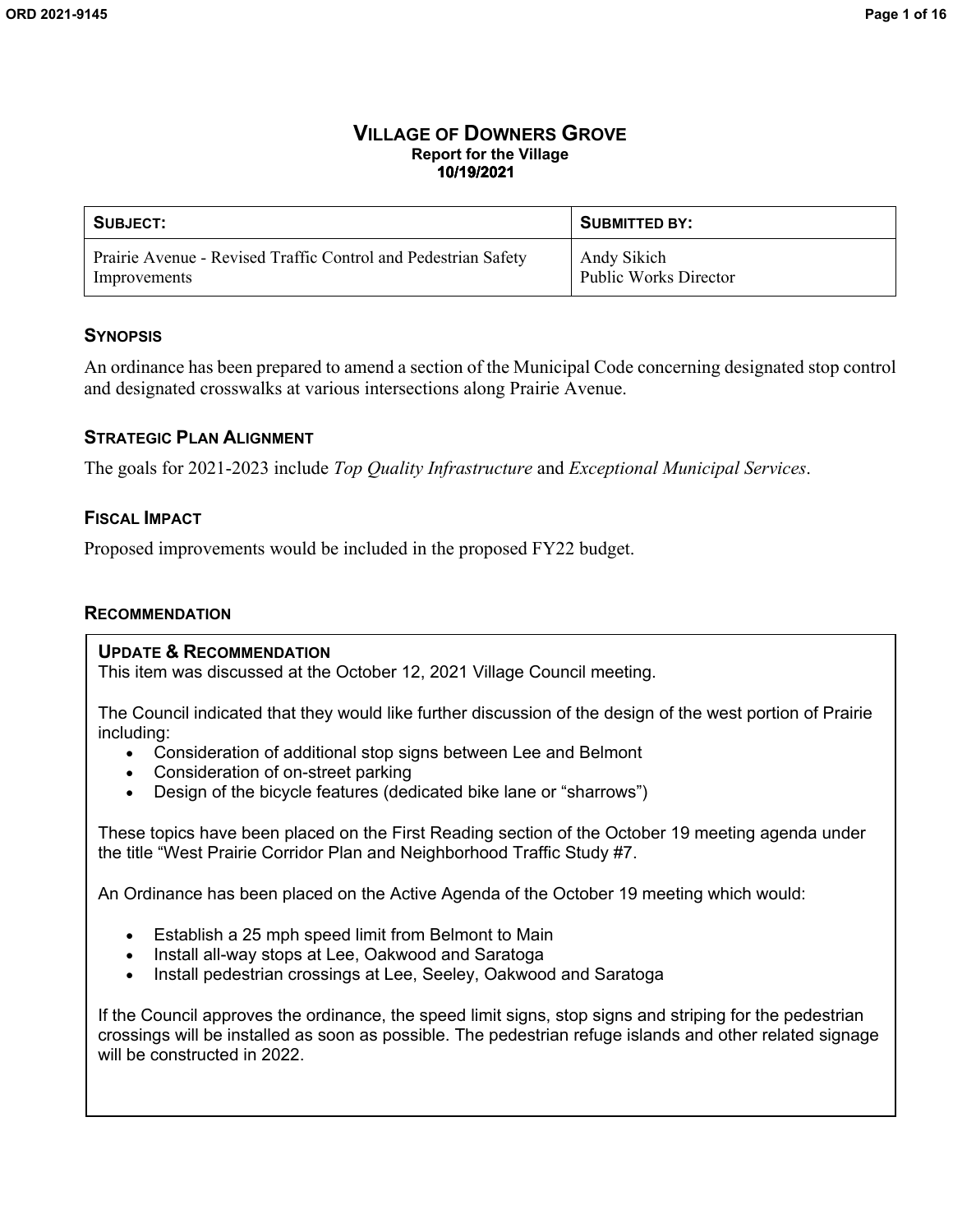# VILLAGE OF DOWNERS GROVE

**Report for the Village**
**10/19/2021**

| SUBJECT: | SUBMITTED BY: |
| --- | --- |
| Prairie Avenue - Revised Traffic Control and Pedestrian Safety Improvements | Andy Sikich<br>Public Works Director |

## SYNOPSIS

An ordinance has been prepared to amend a section of the Municipal Code concerning designated stop control and designated crosswalks at various intersections along Prairie Avenue.

## STRATEGIC PLAN ALIGNMENT

The goals for 2021-2023 include *Top Quality Infrastructure* and *Exceptional Municipal Services*.

## FISCAL IMPACT

Proposed improvements would be included in the proposed FY22 budget.

## RECOMMENDATION

### UPDATE & RECOMMENDATION

This item was discussed at the October 12, 2021 Village Council meeting.

The Council indicated that they would like further discussion of the design of the west portion of Prairie including:

- Consideration of additional stop signs between Lee and Belmont
- Consideration of on-street parking
- Design of the bicycle features (dedicated bike lane or "sharrows")

These topics have been placed on the First Reading section of the October 19 meeting agenda under the title "West Prairie Corridor Plan and Neighborhood Traffic Study #7.

An Ordinance has been placed on the Active Agenda of the October 19 meeting which would:

- Establish a 25 mph speed limit from Belmont to Main
- Install all-way stops at Lee, Oakwood and Saratoga
- Install pedestrian crossings at Lee, Seeley, Oakwood and Saratoga

If the Council approves the ordinance, the speed limit signs, stop signs and striping for the pedestrian crossings will be installed as soon as possible. The pedestrian refuge islands and other related signage will be constructed in 2022.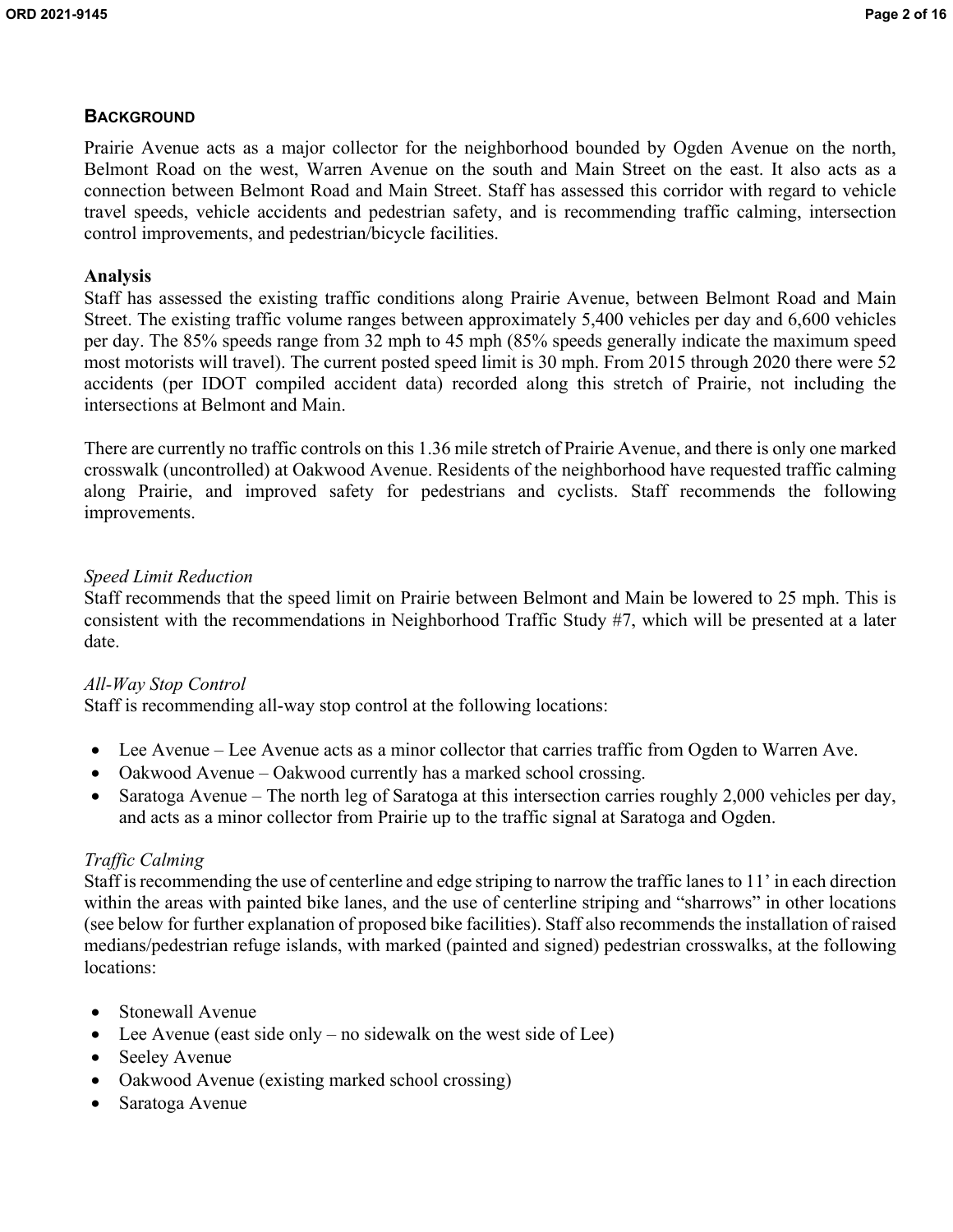## Background

Prairie Avenue acts as a major collector for the neighborhood bounded by Ogden Avenue on the north, Belmont Road on the west, Warren Avenue on the south and Main Street on the east. It also acts as a connection between Belmont Road and Main Street. Staff has assessed this corridor with regard to vehicle travel speeds, vehicle accidents and pedestrian safety, and is recommending traffic calming, intersection control improvements, and pedestrian/bicycle facilities.

### Analysis

Staff has assessed the existing traffic conditions along Prairie Avenue, between Belmont Road and Main Street. The existing traffic volume ranges between approximately 5,400 vehicles per day and 6,600 vehicles per day. The 85% speeds range from 32 mph to 45 mph (85% speeds generally indicate the maximum speed most motorists will travel). The current posted speed limit is 30 mph. From 2015 through 2020 there were 52 accidents (per IDOT compiled accident data) recorded along this stretch of Prairie, not including the intersections at Belmont and Main.

There are currently no traffic controls on this 1.36 mile stretch of Prairie Avenue, and there is only one marked crosswalk (uncontrolled) at Oakwood Avenue. Residents of the neighborhood have requested traffic calming along Prairie, and improved safety for pedestrians and cyclists. Staff recommends the following improvements.

*Speed Limit Reduction*

Staff recommends that the speed limit on Prairie between Belmont and Main be lowered to 25 mph. This is consistent with the recommendations in Neighborhood Traffic Study #7, which will be presented at a later date.

*All-Way Stop Control*

Staff is recommending all-way stop control at the following locations:

- Lee Avenue – Lee Avenue acts as a minor collector that carries traffic from Ogden to Warren Ave.
- Oakwood Avenue – Oakwood currently has a marked school crossing.
- Saratoga Avenue – The north leg of Saratoga at this intersection carries roughly 2,000 vehicles per day, and acts as a minor collector from Prairie up to the traffic signal at Saratoga and Ogden.

*Traffic Calming*

Staff is recommending the use of centerline and edge striping to narrow the traffic lanes to 11' in each direction within the areas with painted bike lanes, and the use of centerline striping and "sharrows" in other locations (see below for further explanation of proposed bike facilities). Staff also recommends the installation of raised medians/pedestrian refuge islands, with marked (painted and signed) pedestrian crosswalks, at the following locations:

- Stonewall Avenue
- Lee Avenue (east side only – no sidewalk on the west side of Lee)
- Seeley Avenue
- Oakwood Avenue (existing marked school crossing)
- Saratoga Avenue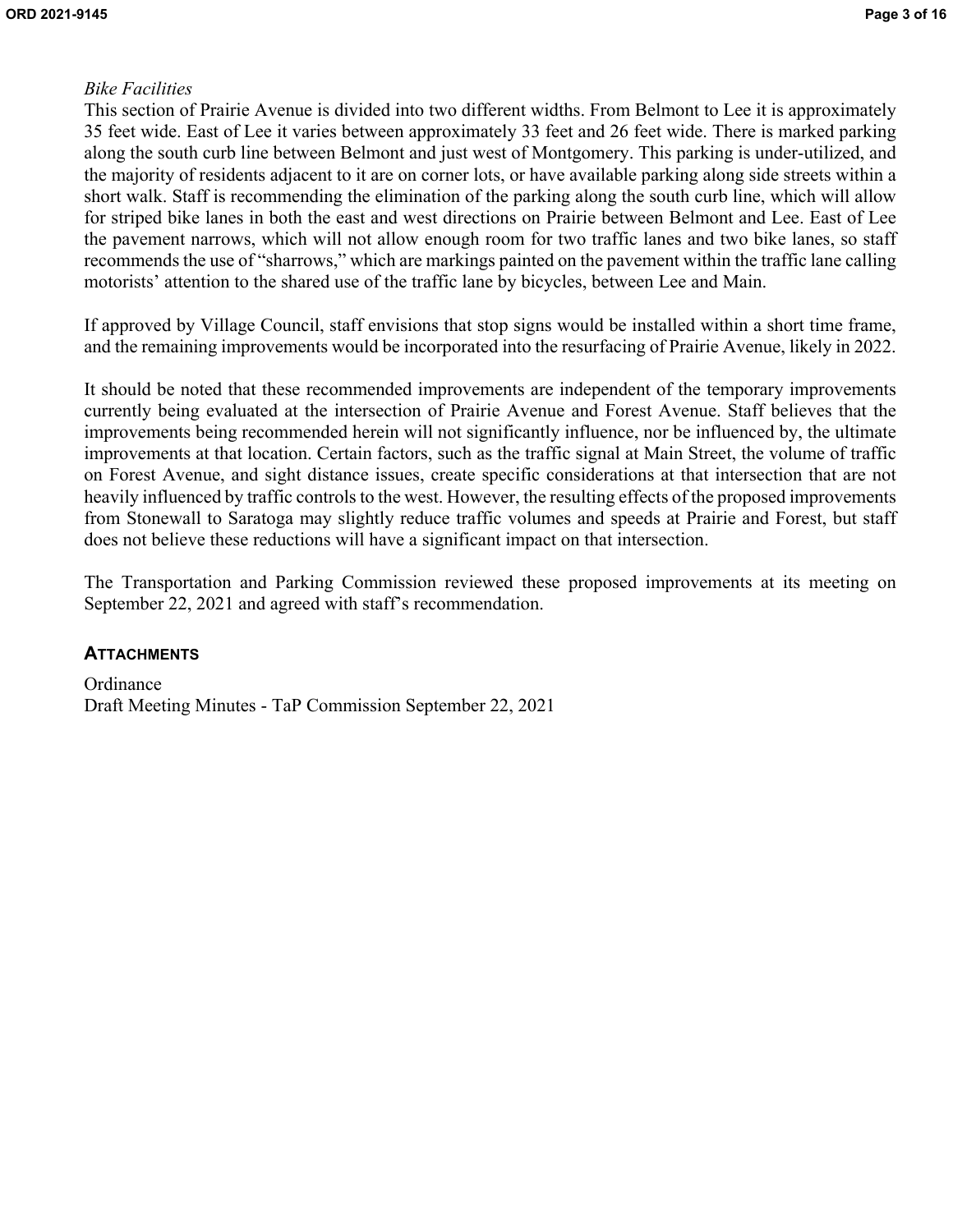*Bike Facilities*

This section of Prairie Avenue is divided into two different widths. From Belmont to Lee it is approximately 35 feet wide. East of Lee it varies between approximately 33 feet and 26 feet wide. There is marked parking along the south curb line between Belmont and just west of Montgomery. This parking is under-utilized, and the majority of residents adjacent to it are on corner lots, or have available parking along side streets within a short walk. Staff is recommending the elimination of the parking along the south curb line, which will allow for striped bike lanes in both the east and west directions on Prairie between Belmont and Lee. East of Lee the pavement narrows, which will not allow enough room for two traffic lanes and two bike lanes, so staff recommends the use of "sharrows," which are markings painted on the pavement within the traffic lane calling motorists' attention to the shared use of the traffic lane by bicycles, between Lee and Main.

If approved by Village Council, staff envisions that stop signs would be installed within a short time frame, and the remaining improvements would be incorporated into the resurfacing of Prairie Avenue, likely in 2022.

It should be noted that these recommended improvements are independent of the temporary improvements currently being evaluated at the intersection of Prairie Avenue and Forest Avenue. Staff believes that the improvements being recommended herein will not significantly influence, nor be influenced by, the ultimate improvements at that location. Certain factors, such as the traffic signal at Main Street, the volume of traffic on Forest Avenue, and sight distance issues, create specific considerations at that intersection that are not heavily influenced by traffic controls to the west. However, the resulting effects of the proposed improvements from Stonewall to Saratoga may slightly reduce traffic volumes and speeds at Prairie and Forest, but staff does not believe these reductions will have a significant impact on that intersection.

The Transportation and Parking Commission reviewed these proposed improvements at its meeting on September 22, 2021 and agreed with staff's recommendation.

## ATTACHMENTS

Ordinance
Draft Meeting Minutes - TaP Commission September 22, 2021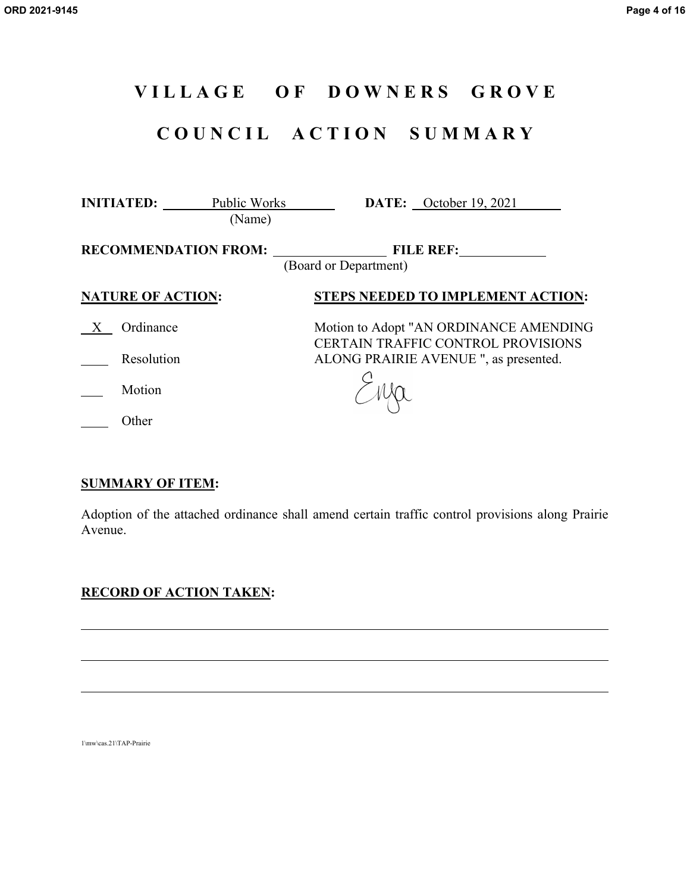# VILLAGE OF DOWNERS GROVE

# COUNCIL ACTION SUMMARY

**INITIATED:** Public Works (Name) **DATE:** October 19, 2021

**RECOMMENDATION FROM:** ________________ (Board or Department) **FILE REF:** ____________

**NATURE OF ACTION:**

X Ordinance

____ Resolution

___ Motion

____ Other

**STEPS NEEDED TO IMPLEMENT ACTION:**

Motion to Adopt "AN ORDINANCE AMENDING CERTAIN TRAFFIC CONTROL PROVISIONS ALONG PRAIRIE AVENUE ", as presented.

Enza

**SUMMARY OF ITEM:**

Adoption of the attached ordinance shall amend certain traffic control provisions along Prairie Avenue.

**RECORD OF ACTION TAKEN:**

1\mw\cas.21\TAP-Prairie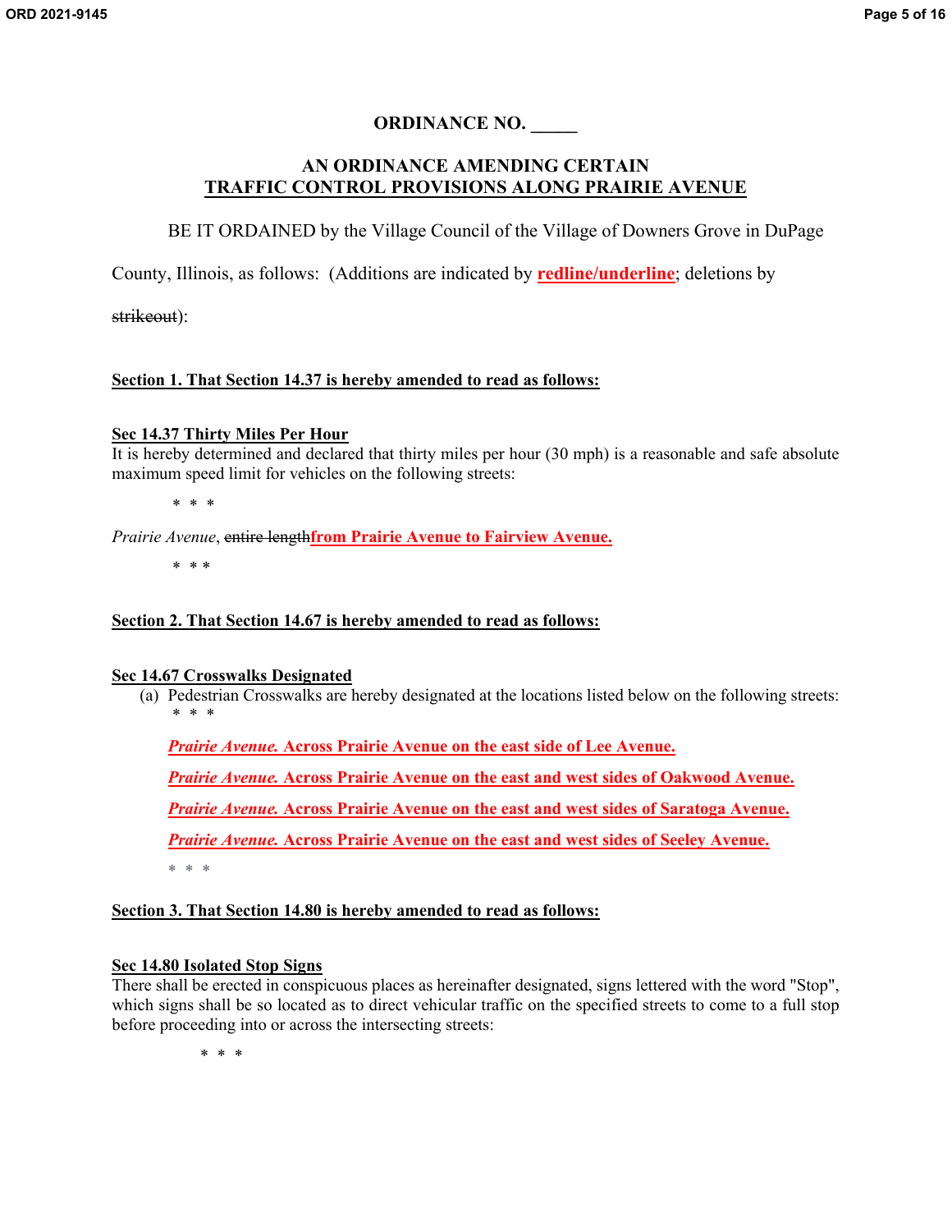# ORDINANCE NO. _____

## AN ORDINANCE AMENDING CERTAIN TRAFFIC CONTROL PROVISIONS ALONG PRAIRIE AVENUE

BE IT ORDAINED by the Village Council of the Village of Downers Grove in DuPage County, Illinois, as follows: (Additions are indicated by **redline/underline**; deletions by ~~strikeout~~):

**Section 1. That Section 14.37 is hereby amended to read as follows:**

**Sec 14.37 Thirty Miles Per Hour**
It is hereby determined and declared that thirty miles per hour (30 mph) is a reasonable and safe absolute maximum speed limit for vehicles on the following streets:

\* \* \*

*Prairie Avenue*, ~~entire length~~**from Prairie Avenue to Fairview Avenue.**

\* \* \*

**Section 2. That Section 14.67 is hereby amended to read as follows:**

**Sec 14.67 Crosswalks Designated**

(a) Pedestrian Crosswalks are hereby designated at the locations listed below on the following streets:
\* \* \*

***Prairie Avenue.*** **Across Prairie Avenue on the east side of Lee Avenue.**

***Prairie Avenue.*** **Across Prairie Avenue on the east and west sides of Oakwood Avenue.**

***Prairie Avenue.*** **Across Prairie Avenue on the east and west sides of Saratoga Avenue.**

***Prairie Avenue.*** **Across Prairie Avenue on the east and west sides of Seeley Avenue.**

\* \* \*

**Section 3. That Section 14.80 is hereby amended to read as follows:**

**Sec 14.80 Isolated Stop Signs**
There shall be erected in conspicuous places as hereinafter designated, signs lettered with the word "Stop", which signs shall be so located as to direct vehicular traffic on the specified streets to come to a full stop before proceeding into or across the intersecting streets:

\* \* \*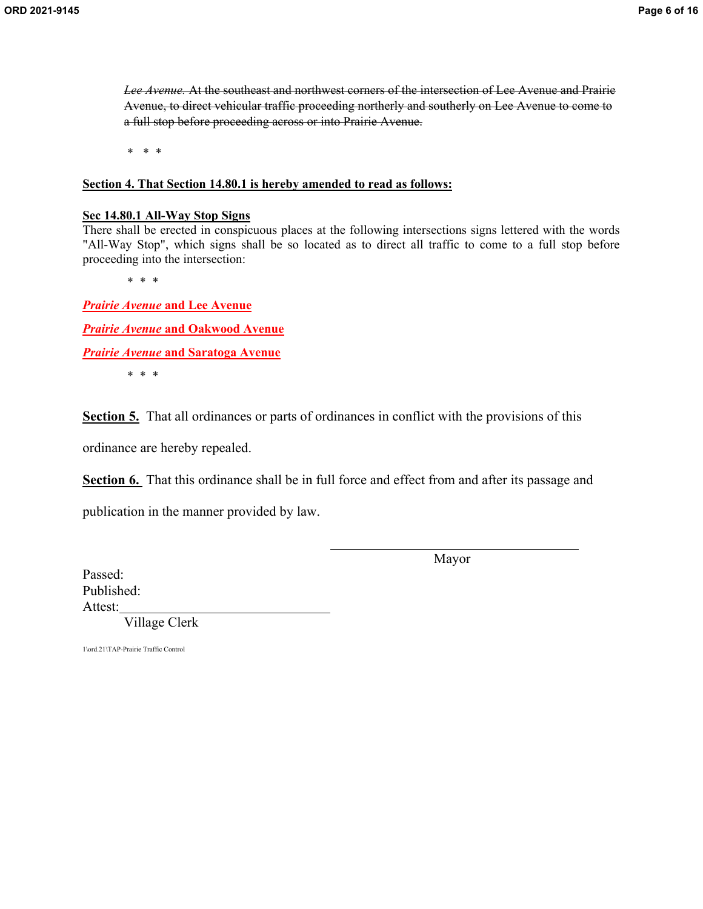~~*Lee Avenue.* At the southeast and northwest corners of the intersection of Lee Avenue and Prairie Avenue, to direct vehicular traffic proceeding northerly and southerly on Lee Avenue to come to a full stop before proceeding across or into Prairie Avenue.~~

\* \* \*

**<u>Section 4. That Section 14.80.1 is hereby amended to read as follows:</u>**

**<u>Sec 14.80.1 All-Way Stop Signs</u>**

There shall be erected in conspicuous places at the following intersections signs lettered with the words "All-Way Stop", which signs shall be so located as to direct all traffic to come to a full stop before proceeding into the intersection:

\* \* \*

<u>***Prairie Avenue*** **and Lee Avenue**</u>

<u>***Prairie Avenue*** **and Oakwood Avenue**</u>

<u>***Prairie Avenue*** **and Saratoga Avenue**</u>

\* \* \*

**<u>Section 5.</u>** That all ordinances or parts of ordinances in conflict with the provisions of this ordinance are hereby repealed.

**<u>Section 6.</u>** That this ordinance shall be in full force and effect from and after its passage and publication in the manner provided by law.

\_\_\_\_\_\_\_\_\_\_\_\_\_\_\_\_\_\_\_\_\_\_\_\_\_\_\_\_\_\_\_\_
Mayor

Passed:
Published:
Attest:\_\_\_\_\_\_\_\_\_\_\_\_\_\_\_\_\_\_\_\_\_\_\_\_\_\_\_\_\_\_\_\_
Village Clerk

1\ord.21\TAP-Prairie Traffic Control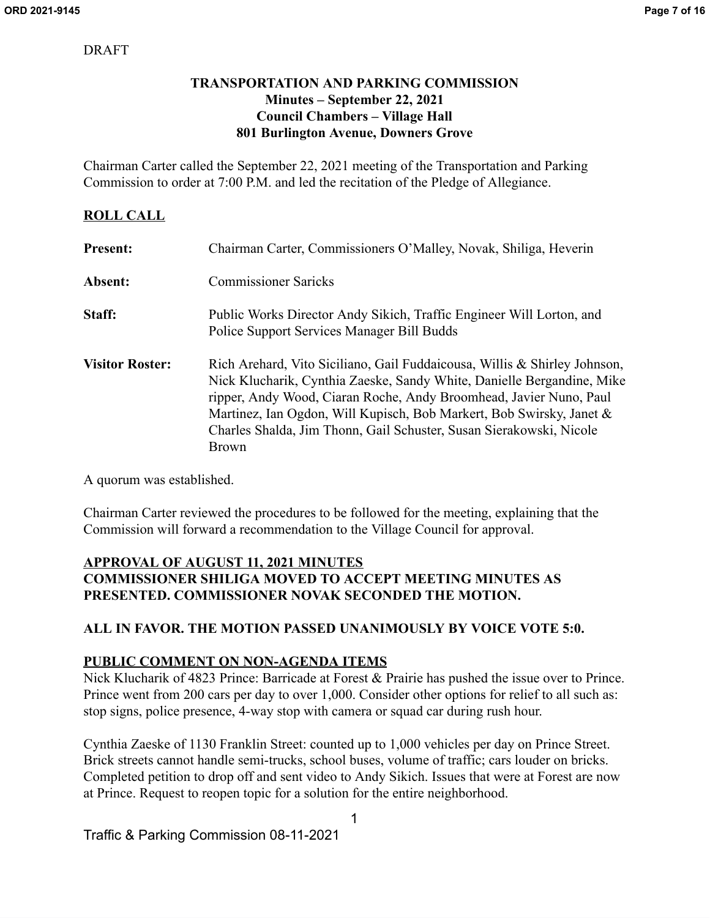DRAFT

**TRANSPORTATION AND PARKING COMMISSION**
**Minutes – September 22, 2021**
**Council Chambers – Village Hall**
**801 Burlington Avenue, Downers Grove**

Chairman Carter called the September 22, 2021 meeting of the Transportation and Parking Commission to order at 7:00 P.M. and led the recitation of the Pledge of Allegiance.

**ROLL CALL**

**Present:** Chairman Carter, Commissioners O'Malley, Novak, Shiliga, Heverin

**Absent:** Commissioner Saricks

**Staff:** Public Works Director Andy Sikich, Traffic Engineer Will Lorton, and Police Support Services Manager Bill Budds

**Visitor Roster:** Rich Arehard, Vito Siciliano, Gail Fuddaicousa, Willis & Shirley Johnson, Nick Klucharik, Cynthia Zaeske, Sandy White, Danielle Bergandine, Mike ripper, Andy Wood, Ciaran Roche, Andy Broomhead, Javier Nuno, Paul Martinez, Ian Ogdon, Will Kupisch, Bob Markert, Bob Swirsky, Janet & Charles Shalda, Jim Thonn, Gail Schuster, Susan Sierakowski, Nicole Brown

A quorum was established.

Chairman Carter reviewed the procedures to be followed for the meeting, explaining that the Commission will forward a recommendation to the Village Council for approval.

**APPROVAL OF AUGUST 11, 2021 MINUTES**
**COMMISSIONER SHILIGA MOVED TO ACCEPT MEETING MINUTES AS PRESENTED. COMMISSIONER NOVAK SECONDED THE MOTION.**

**ALL IN FAVOR. THE MOTION PASSED UNANIMOUSLY BY VOICE VOTE 5:0.**

**PUBLIC COMMENT ON NON-AGENDA ITEMS**
Nick Klucharik of 4823 Prince: Barricade at Forest & Prairie has pushed the issue over to Prince. Prince went from 200 cars per day to over 1,000. Consider other options for relief to all such as: stop signs, police presence, 4-way stop with camera or squad car during rush hour.

Cynthia Zaeske of 1130 Franklin Street: counted up to 1,000 vehicles per day on Prince Street. Brick streets cannot handle semi-trucks, school buses, volume of traffic; cars louder on bricks. Completed petition to drop off and sent video to Andy Sikich. Issues that were at Forest are now at Prince. Request to reopen topic for a solution for the entire neighborhood.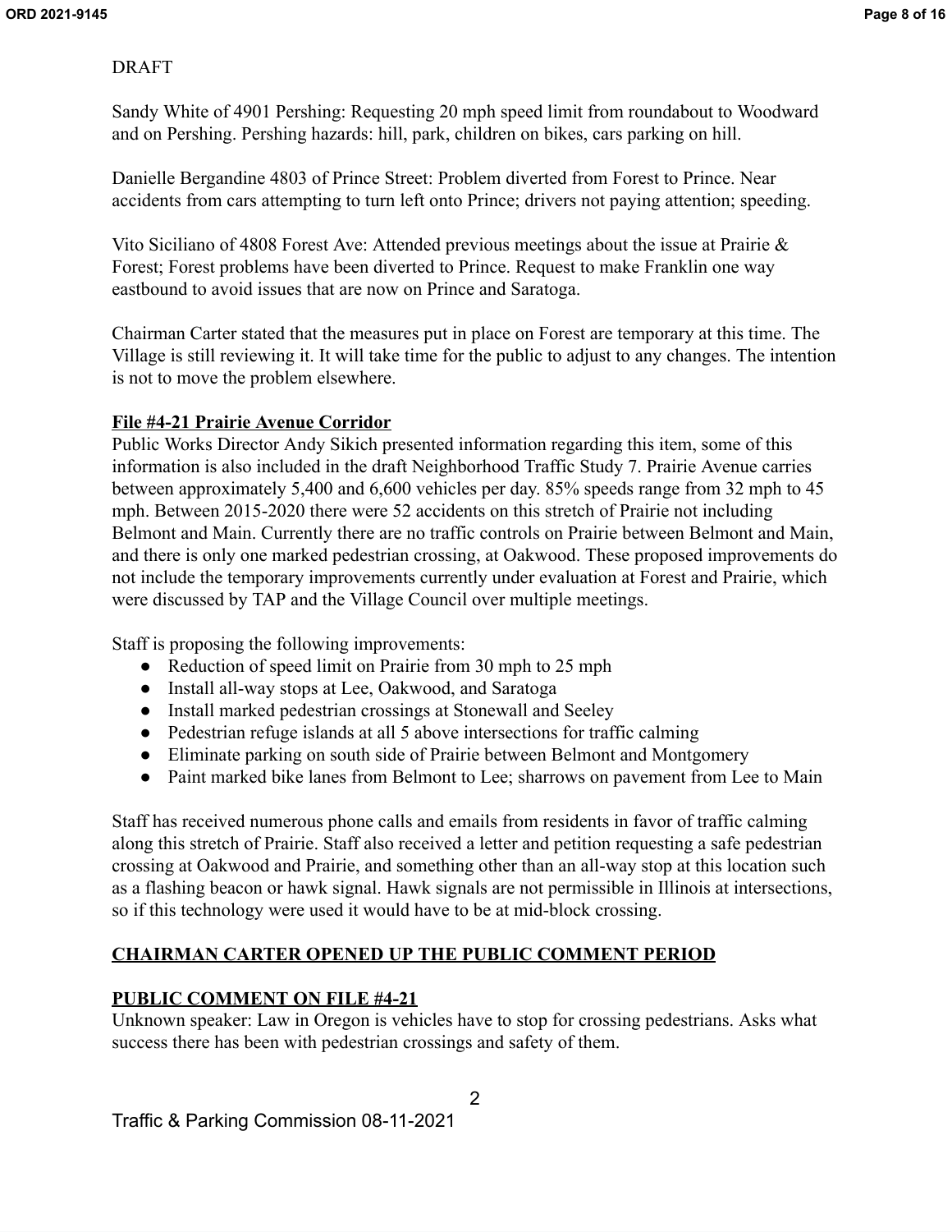DRAFT

Sandy White of 4901 Pershing: Requesting 20 mph speed limit from roundabout to Woodward and on Pershing. Pershing hazards: hill, park, children on bikes, cars parking on hill.

Danielle Bergandine 4803 of Prince Street: Problem diverted from Forest to Prince. Near accidents from cars attempting to turn left onto Prince; drivers not paying attention; speeding.

Vito Siciliano of 4808 Forest Ave: Attended previous meetings about the issue at Prairie & Forest; Forest problems have been diverted to Prince. Request to make Franklin one way eastbound to avoid issues that are now on Prince and Saratoga.

Chairman Carter stated that the measures put in place on Forest are temporary at this time. The Village is still reviewing it. It will take time for the public to adjust to any changes. The intention is not to move the problem elsewhere.

**File #4-21 Prairie Avenue Corridor**

Public Works Director Andy Sikich presented information regarding this item, some of this information is also included in the draft Neighborhood Traffic Study 7. Prairie Avenue carries between approximately 5,400 and 6,600 vehicles per day. 85% speeds range from 32 mph to 45 mph. Between 2015-2020 there were 52 accidents on this stretch of Prairie not including Belmont and Main. Currently there are no traffic controls on Prairie between Belmont and Main, and there is only one marked pedestrian crossing, at Oakwood. These proposed improvements do not include the temporary improvements currently under evaluation at Forest and Prairie, which were discussed by TAP and the Village Council over multiple meetings.

Staff is proposing the following improvements:

- Reduction of speed limit on Prairie from 30 mph to 25 mph
- Install all-way stops at Lee, Oakwood, and Saratoga
- Install marked pedestrian crossings at Stonewall and Seeley
- Pedestrian refuge islands at all 5 above intersections for traffic calming
- Eliminate parking on south side of Prairie between Belmont and Montgomery
- Paint marked bike lanes from Belmont to Lee; sharrows on pavement from Lee to Main

Staff has received numerous phone calls and emails from residents in favor of traffic calming along this stretch of Prairie. Staff also received a letter and petition requesting a safe pedestrian crossing at Oakwood and Prairie, and something other than an all-way stop at this location such as a flashing beacon or hawk signal. Hawk signals are not permissible in Illinois at intersections, so if this technology were used it would have to be at mid-block crossing.

**CHAIRMAN CARTER OPENED UP THE PUBLIC COMMENT PERIOD**

**PUBLIC COMMENT ON FILE #4-21**

Unknown speaker: Law in Oregon is vehicles have to stop for crossing pedestrians. Asks what success there has been with pedestrian crossings and safety of them.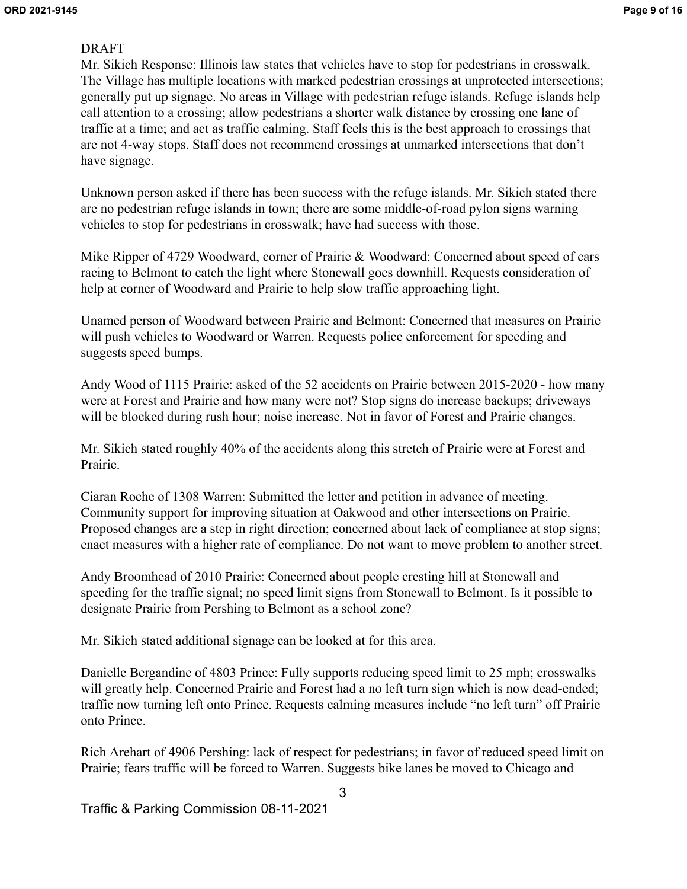DRAFT

Mr. Sikich Response: Illinois law states that vehicles have to stop for pedestrians in crosswalk. The Village has multiple locations with marked pedestrian crossings at unprotected intersections; generally put up signage. No areas in Village with pedestrian refuge islands. Refuge islands help call attention to a crossing; allow pedestrians a shorter walk distance by crossing one lane of traffic at a time; and act as traffic calming. Staff feels this is the best approach to crossings that are not 4-way stops. Staff does not recommend crossings at unmarked intersections that don't have signage.

Unknown person asked if there has been success with the refuge islands. Mr. Sikich stated there are no pedestrian refuge islands in town; there are some middle-of-road pylon signs warning vehicles to stop for pedestrians in crosswalk; have had success with those.

Mike Ripper of 4729 Woodward, corner of Prairie & Woodward: Concerned about speed of cars racing to Belmont to catch the light where Stonewall goes downhill. Requests consideration of help at corner of Woodward and Prairie to help slow traffic approaching light.

Unamed person of Woodward between Prairie and Belmont: Concerned that measures on Prairie will push vehicles to Woodward or Warren. Requests police enforcement for speeding and suggests speed bumps.

Andy Wood of 1115 Prairie: asked of the 52 accidents on Prairie between 2015-2020 - how many were at Forest and Prairie and how many were not? Stop signs do increase backups; driveways will be blocked during rush hour; noise increase. Not in favor of Forest and Prairie changes.

Mr. Sikich stated roughly 40% of the accidents along this stretch of Prairie were at Forest and Prairie.

Ciaran Roche of 1308 Warren: Submitted the letter and petition in advance of meeting. Community support for improving situation at Oakwood and other intersections on Prairie. Proposed changes are a step in right direction; concerned about lack of compliance at stop signs; enact measures with a higher rate of compliance. Do not want to move problem to another street.

Andy Broomhead of 2010 Prairie: Concerned about people cresting hill at Stonewall and speeding for the traffic signal; no speed limit signs from Stonewall to Belmont. Is it possible to designate Prairie from Pershing to Belmont as a school zone?

Mr. Sikich stated additional signage can be looked at for this area.

Danielle Bergandine of 4803 Prince: Fully supports reducing speed limit to 25 mph; crosswalks will greatly help. Concerned Prairie and Forest had a no left turn sign which is now dead-ended; traffic now turning left onto Prince. Requests calming measures include "no left turn" off Prairie onto Prince.

Rich Arehart of 4906 Pershing: lack of respect for pedestrians; in favor of reduced speed limit on Prairie; fears traffic will be forced to Warren. Suggests bike lanes be moved to Chicago and

Traffic & Parking Commission 08-11-2021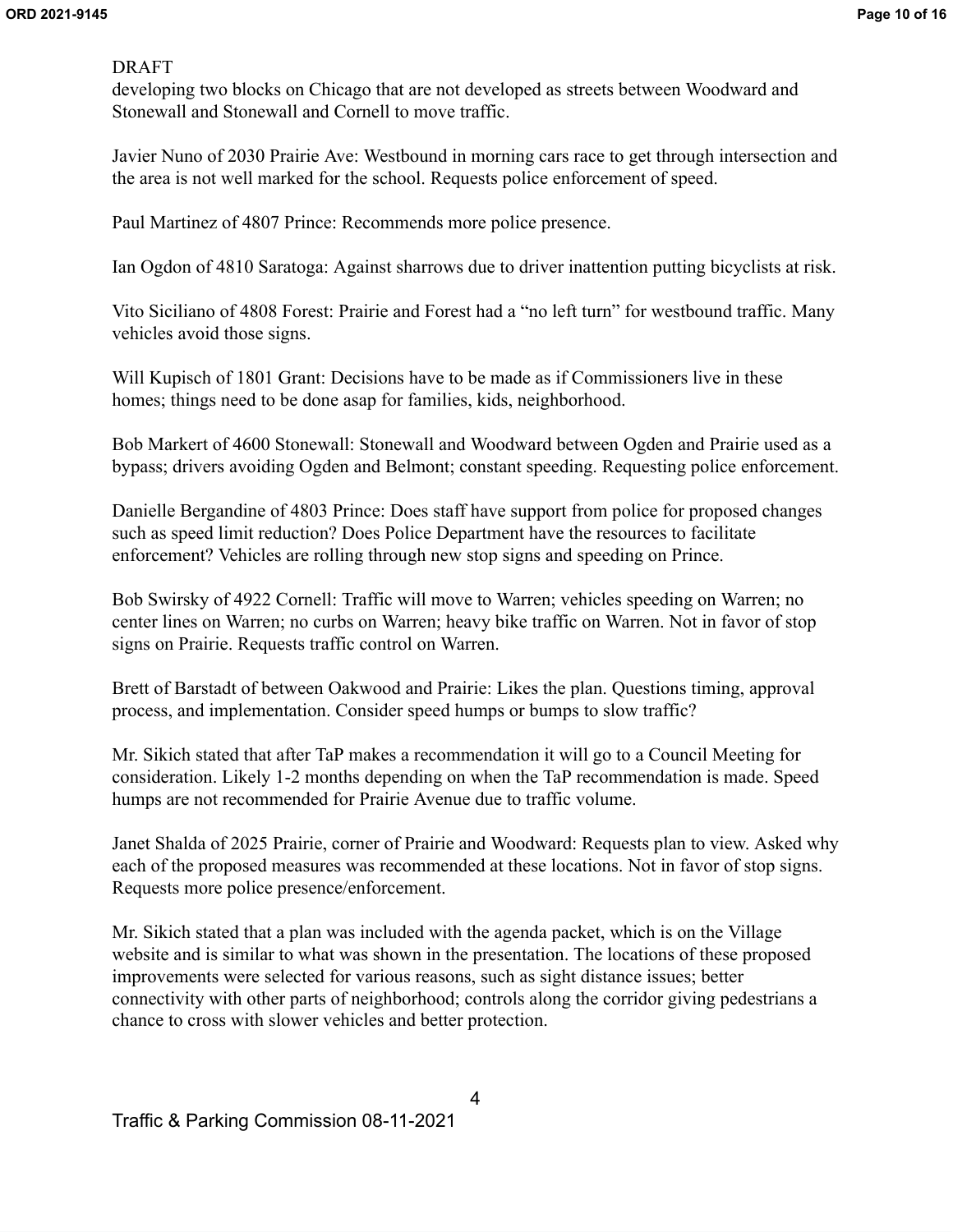DRAFT

developing two blocks on Chicago that are not developed as streets between Woodward and Stonewall and Stonewall and Cornell to move traffic.

Javier Nuno of 2030 Prairie Ave: Westbound in morning cars race to get through intersection and the area is not well marked for the school. Requests police enforcement of speed.

Paul Martinez of 4807 Prince: Recommends more police presence.

Ian Ogdon of 4810 Saratoga: Against sharrows due to driver inattention putting bicyclists at risk.

Vito Siciliano of 4808 Forest: Prairie and Forest had a "no left turn" for westbound traffic. Many vehicles avoid those signs.

Will Kupisch of 1801 Grant: Decisions have to be made as if Commissioners live in these homes; things need to be done asap for families, kids, neighborhood.

Bob Markert of 4600 Stonewall: Stonewall and Woodward between Ogden and Prairie used as a bypass; drivers avoiding Ogden and Belmont; constant speeding. Requesting police enforcement.

Danielle Bergandine of 4803 Prince: Does staff have support from police for proposed changes such as speed limit reduction? Does Police Department have the resources to facilitate enforcement? Vehicles are rolling through new stop signs and speeding on Prince.

Bob Swirsky of 4922 Cornell: Traffic will move to Warren; vehicles speeding on Warren; no center lines on Warren; no curbs on Warren; heavy bike traffic on Warren. Not in favor of stop signs on Prairie. Requests traffic control on Warren.

Brett of Barstadt of between Oakwood and Prairie: Likes the plan. Questions timing, approval process, and implementation. Consider speed humps or bumps to slow traffic?

Mr. Sikich stated that after TaP makes a recommendation it will go to a Council Meeting for consideration. Likely 1-2 months depending on when the TaP recommendation is made. Speed humps are not recommended for Prairie Avenue due to traffic volume.

Janet Shalda of 2025 Prairie, corner of Prairie and Woodward: Requests plan to view. Asked why each of the proposed measures was recommended at these locations. Not in favor of stop signs. Requests more police presence/enforcement.

Mr. Sikich stated that a plan was included with the agenda packet, which is on the Village website and is similar to what was shown in the presentation. The locations of these proposed improvements were selected for various reasons, such as sight distance issues; better connectivity with other parts of neighborhood; controls along the corridor giving pedestrians a chance to cross with slower vehicles and better protection.

Traffic & Parking Commission 08-11-2021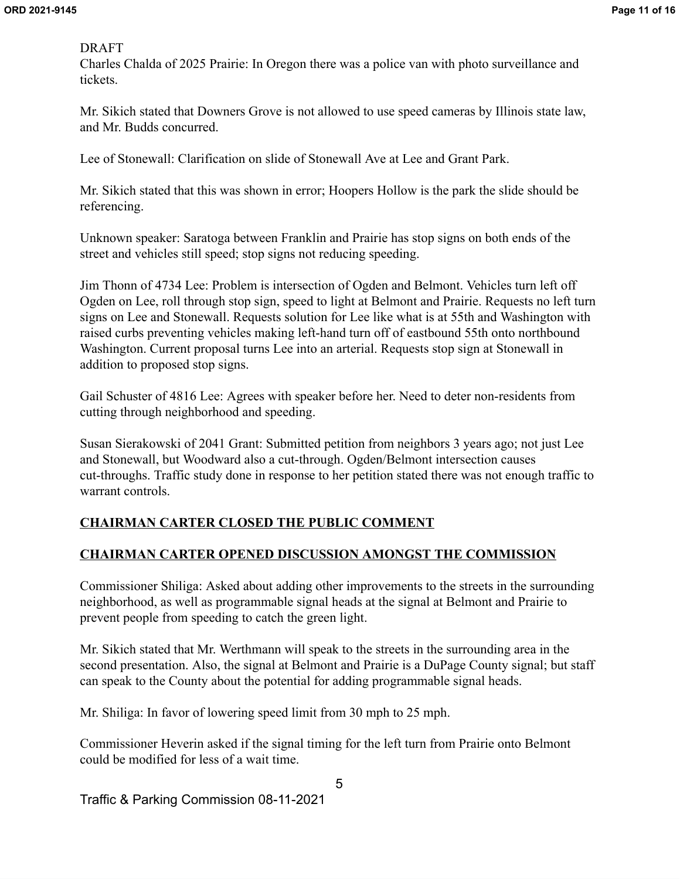DRAFT

Charles Chalda of 2025 Prairie: In Oregon there was a police van with photo surveillance and tickets.

Mr. Sikich stated that Downers Grove is not allowed to use speed cameras by Illinois state law, and Mr. Budds concurred.

Lee of Stonewall: Clarification on slide of Stonewall Ave at Lee and Grant Park.

Mr. Sikich stated that this was shown in error; Hoopers Hollow is the park the slide should be referencing.

Unknown speaker: Saratoga between Franklin and Prairie has stop signs on both ends of the street and vehicles still speed; stop signs not reducing speeding.

Jim Thonn of 4734 Lee: Problem is intersection of Ogden and Belmont. Vehicles turn left off Ogden on Lee, roll through stop sign, speed to light at Belmont and Prairie. Requests no left turn signs on Lee and Stonewall. Requests solution for Lee like what is at 55th and Washington with raised curbs preventing vehicles making left-hand turn off of eastbound 55th onto northbound Washington. Current proposal turns Lee into an arterial. Requests stop sign at Stonewall in addition to proposed stop signs.

Gail Schuster of 4816 Lee: Agrees with speaker before her. Need to deter non-residents from cutting through neighborhood and speeding.

Susan Sierakowski of 2041 Grant: Submitted petition from neighbors 3 years ago; not just Lee and Stonewall, but Woodward also a cut-through. Ogden/Belmont intersection causes cut-throughs. Traffic study done in response to her petition stated there was not enough traffic to warrant controls.

**CHAIRMAN CARTER CLOSED THE PUBLIC COMMENT**

**CHAIRMAN CARTER OPENED DISCUSSION AMONGST THE COMMISSION**

Commissioner Shiliga: Asked about adding other improvements to the streets in the surrounding neighborhood, as well as programmable signal heads at the signal at Belmont and Prairie to prevent people from speeding to catch the green light.

Mr. Sikich stated that Mr. Werthmann will speak to the streets in the surrounding area in the second presentation. Also, the signal at Belmont and Prairie is a DuPage County signal; but staff can speak to the County about the potential for adding programmable signal heads.

Mr. Shiliga: In favor of lowering speed limit from 30 mph to 25 mph.

Commissioner Heverin asked if the signal timing for the left turn from Prairie onto Belmont could be modified for less of a wait time.

Traffic & Parking Commission 08-11-2021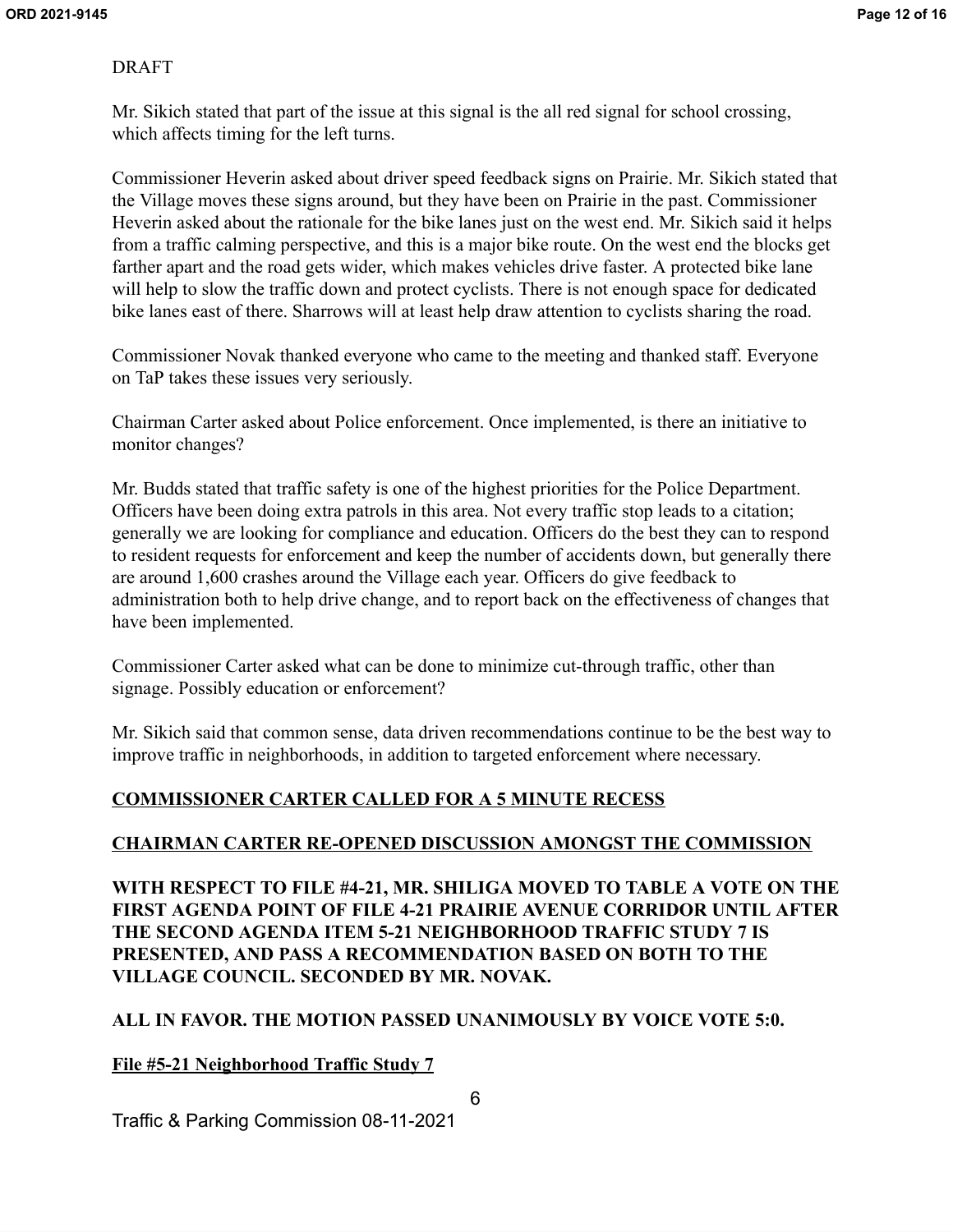DRAFT

Mr. Sikich stated that part of the issue at this signal is the all red signal for school crossing, which affects timing for the left turns.

Commissioner Heverin asked about driver speed feedback signs on Prairie. Mr. Sikich stated that the Village moves these signs around, but they have been on Prairie in the past. Commissioner Heverin asked about the rationale for the bike lanes just on the west end. Mr. Sikich said it helps from a traffic calming perspective, and this is a major bike route. On the west end the blocks get farther apart and the road gets wider, which makes vehicles drive faster. A protected bike lane will help to slow the traffic down and protect cyclists. There is not enough space for dedicated bike lanes east of there. Sharrows will at least help draw attention to cyclists sharing the road.

Commissioner Novak thanked everyone who came to the meeting and thanked staff. Everyone on TaP takes these issues very seriously.

Chairman Carter asked about Police enforcement. Once implemented, is there an initiative to monitor changes?

Mr. Budds stated that traffic safety is one of the highest priorities for the Police Department. Officers have been doing extra patrols in this area. Not every traffic stop leads to a citation; generally we are looking for compliance and education. Officers do the best they can to respond to resident requests for enforcement and keep the number of accidents down, but generally there are around 1,600 crashes around the Village each year. Officers do give feedback to administration both to help drive change, and to report back on the effectiveness of changes that have been implemented.

Commissioner Carter asked what can be done to minimize cut-through traffic, other than signage. Possibly education or enforcement?

Mr. Sikich said that common sense, data driven recommendations continue to be the best way to improve traffic in neighborhoods, in addition to targeted enforcement where necessary.

**COMMISSIONER CARTER CALLED FOR A 5 MINUTE RECESS**

**CHAIRMAN CARTER RE-OPENED DISCUSSION AMONGST THE COMMISSION**

**WITH RESPECT TO FILE #4-21, MR. SHILIGA MOVED TO TABLE A VOTE ON THE FIRST AGENDA POINT OF FILE 4-21 PRAIRIE AVENUE CORRIDOR UNTIL AFTER THE SECOND AGENDA ITEM 5-21 NEIGHBORHOOD TRAFFIC STUDY 7 IS PRESENTED, AND PASS A RECOMMENDATION BASED ON BOTH TO THE VILLAGE COUNCIL. SECONDED BY MR. NOVAK.**

**ALL IN FAVOR. THE MOTION PASSED UNANIMOUSLY BY VOICE VOTE 5:0.**

**File #5-21 Neighborhood Traffic Study 7**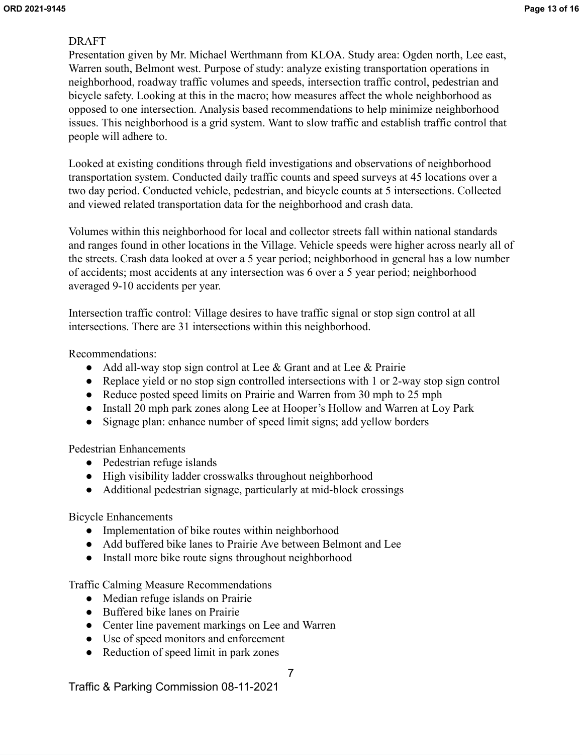DRAFT

Presentation given by Mr. Michael Werthmann from KLOA. Study area: Ogden north, Lee east, Warren south, Belmont west. Purpose of study: analyze existing transportation operations in neighborhood, roadway traffic volumes and speeds, intersection traffic control, pedestrian and bicycle safety. Looking at this in the macro; how measures affect the whole neighborhood as opposed to one intersection. Analysis based recommendations to help minimize neighborhood issues. This neighborhood is a grid system. Want to slow traffic and establish traffic control that people will adhere to.

Looked at existing conditions through field investigations and observations of neighborhood transportation system. Conducted daily traffic counts and speed surveys at 45 locations over a two day period. Conducted vehicle, pedestrian, and bicycle counts at 5 intersections. Collected and viewed related transportation data for the neighborhood and crash data.

Volumes within this neighborhood for local and collector streets fall within national standards and ranges found in other locations in the Village. Vehicle speeds were higher across nearly all of the streets. Crash data looked at over a 5 year period; neighborhood in general has a low number of accidents; most accidents at any intersection was 6 over a 5 year period; neighborhood averaged 9-10 accidents per year.

Intersection traffic control: Village desires to have traffic signal or stop sign control at all intersections. There are 31 intersections within this neighborhood.

Recommendations:

- Add all-way stop sign control at Lee & Grant and at Lee & Prairie
- Replace yield or no stop sign controlled intersections with 1 or 2-way stop sign control
- Reduce posted speed limits on Prairie and Warren from 30 mph to 25 mph
- Install 20 mph park zones along Lee at Hooper's Hollow and Warren at Loy Park
- Signage plan: enhance number of speed limit signs; add yellow borders

Pedestrian Enhancements

- Pedestrian refuge islands
- High visibility ladder crosswalks throughout neighborhood
- Additional pedestrian signage, particularly at mid-block crossings

Bicycle Enhancements

- Implementation of bike routes within neighborhood
- Add buffered bike lanes to Prairie Ave between Belmont and Lee
- Install more bike route signs throughout neighborhood

Traffic Calming Measure Recommendations

- Median refuge islands on Prairie
- Buffered bike lanes on Prairie
- Center line pavement markings on Lee and Warren
- Use of speed monitors and enforcement
- Reduction of speed limit in park zones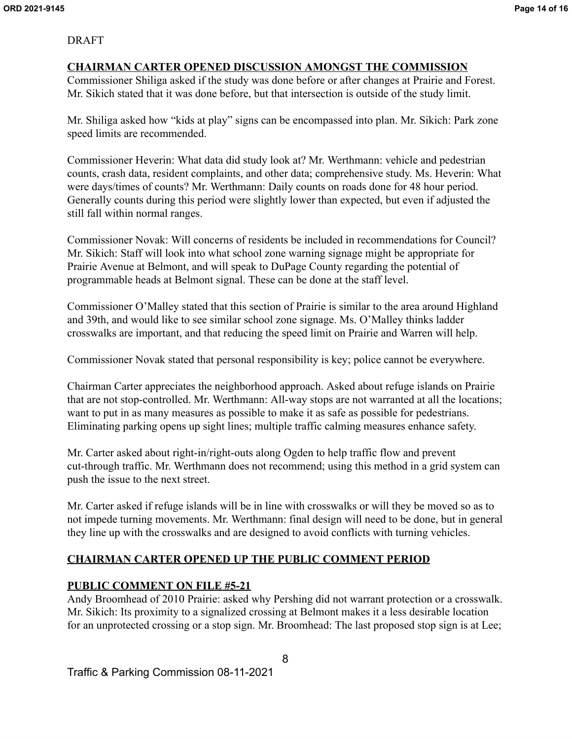DRAFT

**CHAIRMAN CARTER OPENED DISCUSSION AMONGST THE COMMISSION**

Commissioner Shiliga asked if the study was done before or after changes at Prairie and Forest. Mr. Sikich stated that it was done before, but that intersection is outside of the study limit.

Mr. Shiliga asked how "kids at play" signs can be encompassed into plan. Mr. Sikich: Park zone speed limits are recommended.

Commissioner Heverin: What data did study look at? Mr. Werthmann: vehicle and pedestrian counts, crash data, resident complaints, and other data; comprehensive study. Ms. Heverin: What were days/times of counts? Mr. Werthmann: Daily counts on roads done for 48 hour period. Generally counts during this period were slightly lower than expected, but even if adjusted the still fall within normal ranges.

Commissioner Novak: Will concerns of residents be included in recommendations for Council? Mr. Sikich: Staff will look into what school zone warning signage might be appropriate for Prairie Avenue at Belmont, and will speak to DuPage County regarding the potential of programmable heads at Belmont signal. These can be done at the staff level.

Commissioner O'Malley stated that this section of Prairie is similar to the area around Highland and 39th, and would like to see similar school zone signage. Ms. O'Malley thinks ladder crosswalks are important, and that reducing the speed limit on Prairie and Warren will help.

Commissioner Novak stated that personal responsibility is key; police cannot be everywhere.

Chairman Carter appreciates the neighborhood approach. Asked about refuge islands on Prairie that are not stop-controlled. Mr. Werthmann: All-way stops are not warranted at all the locations; want to put in as many measures as possible to make it as safe as possible for pedestrians. Eliminating parking opens up sight lines; multiple traffic calming measures enhance safety.

Mr. Carter asked about right-in/right-outs along Ogden to help traffic flow and prevent cut-through traffic. Mr. Werthmann does not recommend; using this method in a grid system can push the issue to the next street.

Mr. Carter asked if refuge islands will be in line with crosswalks or will they be moved so as to not impede turning movements. Mr. Werthmann: final design will need to be done, but in general they line up with the crosswalks and are designed to avoid conflicts with turning vehicles.

**CHAIRMAN CARTER OPENED UP THE PUBLIC COMMENT PERIOD**

**PUBLIC COMMENT ON FILE #5-21**

Andy Broomhead of 2010 Prairie: asked why Pershing did not warrant protection or a crosswalk. Mr. Sikich: Its proximity to a signalized crossing at Belmont makes it a less desirable location for an unprotected crossing or a stop sign. Mr. Broomhead: The last proposed stop sign is at Lee;

Traffic & Parking Commission 08-11-2021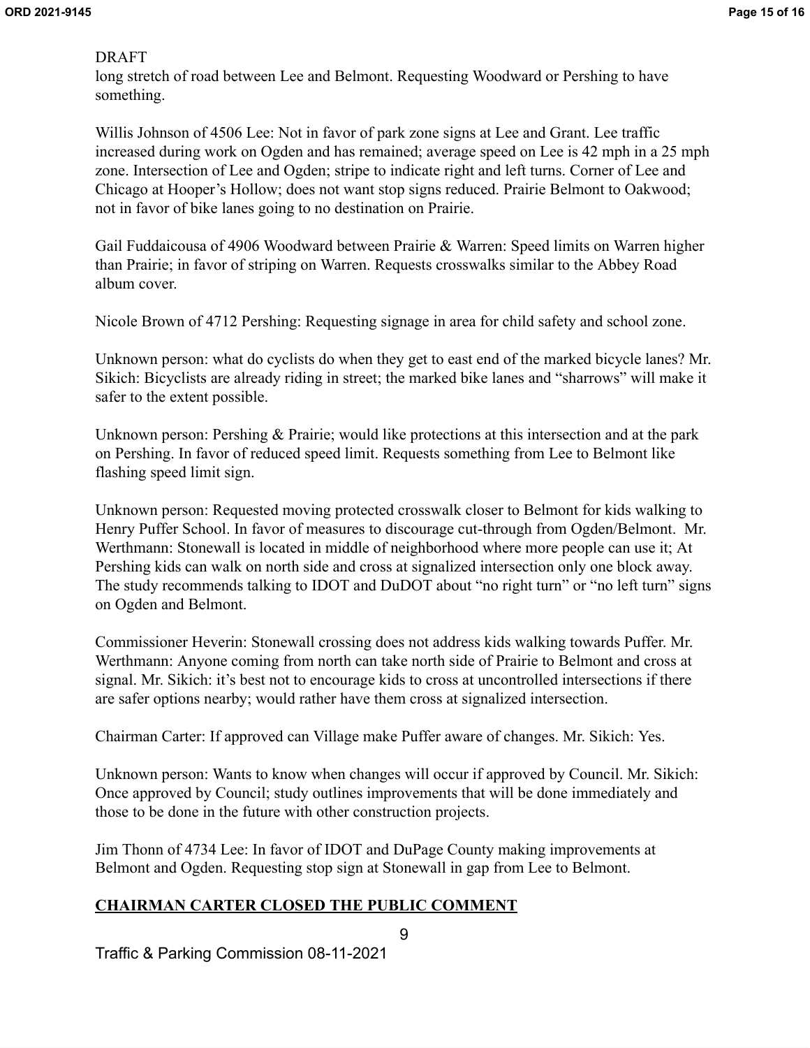DRAFT

long stretch of road between Lee and Belmont. Requesting Woodward or Pershing to have something.

Willis Johnson of 4506 Lee: Not in favor of park zone signs at Lee and Grant. Lee traffic increased during work on Ogden and has remained; average speed on Lee is 42 mph in a 25 mph zone. Intersection of Lee and Ogden; stripe to indicate right and left turns. Corner of Lee and Chicago at Hooper's Hollow; does not want stop signs reduced. Prairie Belmont to Oakwood; not in favor of bike lanes going to no destination on Prairie.

Gail Fuddaicousa of 4906 Woodward between Prairie & Warren: Speed limits on Warren higher than Prairie; in favor of striping on Warren. Requests crosswalks similar to the Abbey Road album cover.

Nicole Brown of 4712 Pershing: Requesting signage in area for child safety and school zone.

Unknown person: what do cyclists do when they get to east end of the marked bicycle lanes? Mr. Sikich: Bicyclists are already riding in street; the marked bike lanes and "sharrows" will make it safer to the extent possible.

Unknown person: Pershing & Prairie; would like protections at this intersection and at the park on Pershing. In favor of reduced speed limit. Requests something from Lee to Belmont like flashing speed limit sign.

Unknown person: Requested moving protected crosswalk closer to Belmont for kids walking to Henry Puffer School. In favor of measures to discourage cut-through from Ogden/Belmont. Mr. Werthmann: Stonewall is located in middle of neighborhood where more people can use it; At Pershing kids can walk on north side and cross at signalized intersection only one block away. The study recommends talking to IDOT and DuDOT about "no right turn" or "no left turn" signs on Ogden and Belmont.

Commissioner Heverin: Stonewall crossing does not address kids walking towards Puffer. Mr. Werthmann: Anyone coming from north can take north side of Prairie to Belmont and cross at signal. Mr. Sikich: it's best not to encourage kids to cross at uncontrolled intersections if there are safer options nearby; would rather have them cross at signalized intersection.

Chairman Carter: If approved can Village make Puffer aware of changes. Mr. Sikich: Yes.

Unknown person: Wants to know when changes will occur if approved by Council. Mr. Sikich: Once approved by Council; study outlines improvements that will be done immediately and those to be done in the future with other construction projects.

Jim Thonn of 4734 Lee: In favor of IDOT and DuPage County making improvements at Belmont and Ogden. Requesting stop sign at Stonewall in gap from Lee to Belmont.

**CHAIRMAN CARTER CLOSED THE PUBLIC COMMENT**

Traffic & Parking Commission 08-11-2021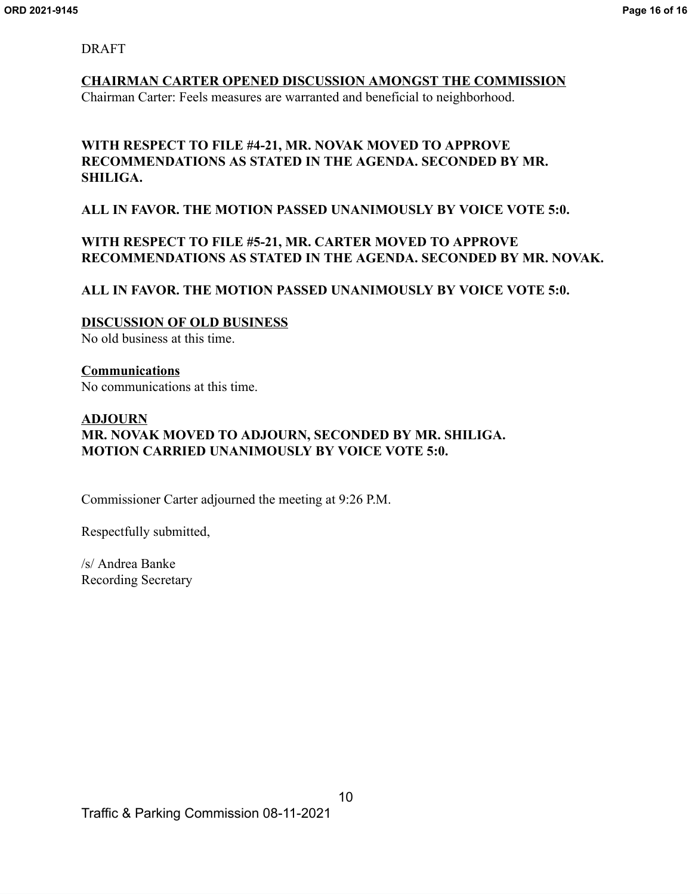DRAFT

**CHAIRMAN CARTER OPENED DISCUSSION AMONGST THE COMMISSION**

Chairman Carter: Feels measures are warranted and beneficial to neighborhood.

**WITH RESPECT TO FILE #4-21, MR. NOVAK MOVED TO APPROVE RECOMMENDATIONS AS STATED IN THE AGENDA. SECONDED BY MR. SHILIGA.**

**ALL IN FAVOR. THE MOTION PASSED UNANIMOUSLY BY VOICE VOTE 5:0.**

**WITH RESPECT TO FILE #5-21, MR. CARTER MOVED TO APPROVE RECOMMENDATIONS AS STATED IN THE AGENDA. SECONDED BY MR. NOVAK.**

**ALL IN FAVOR. THE MOTION PASSED UNANIMOUSLY BY VOICE VOTE 5:0.**

**DISCUSSION OF OLD BUSINESS**

No old business at this time.

**Communications**

No communications at this time.

**ADJOURN**

**MR. NOVAK MOVED TO ADJOURN, SECONDED BY MR. SHILIGA.**
**MOTION CARRIED UNANIMOUSLY BY VOICE VOTE 5:0.**

Commissioner Carter adjourned the meeting at 9:26 P.M.

Respectfully submitted,

/s/ Andrea Banke
Recording Secretary